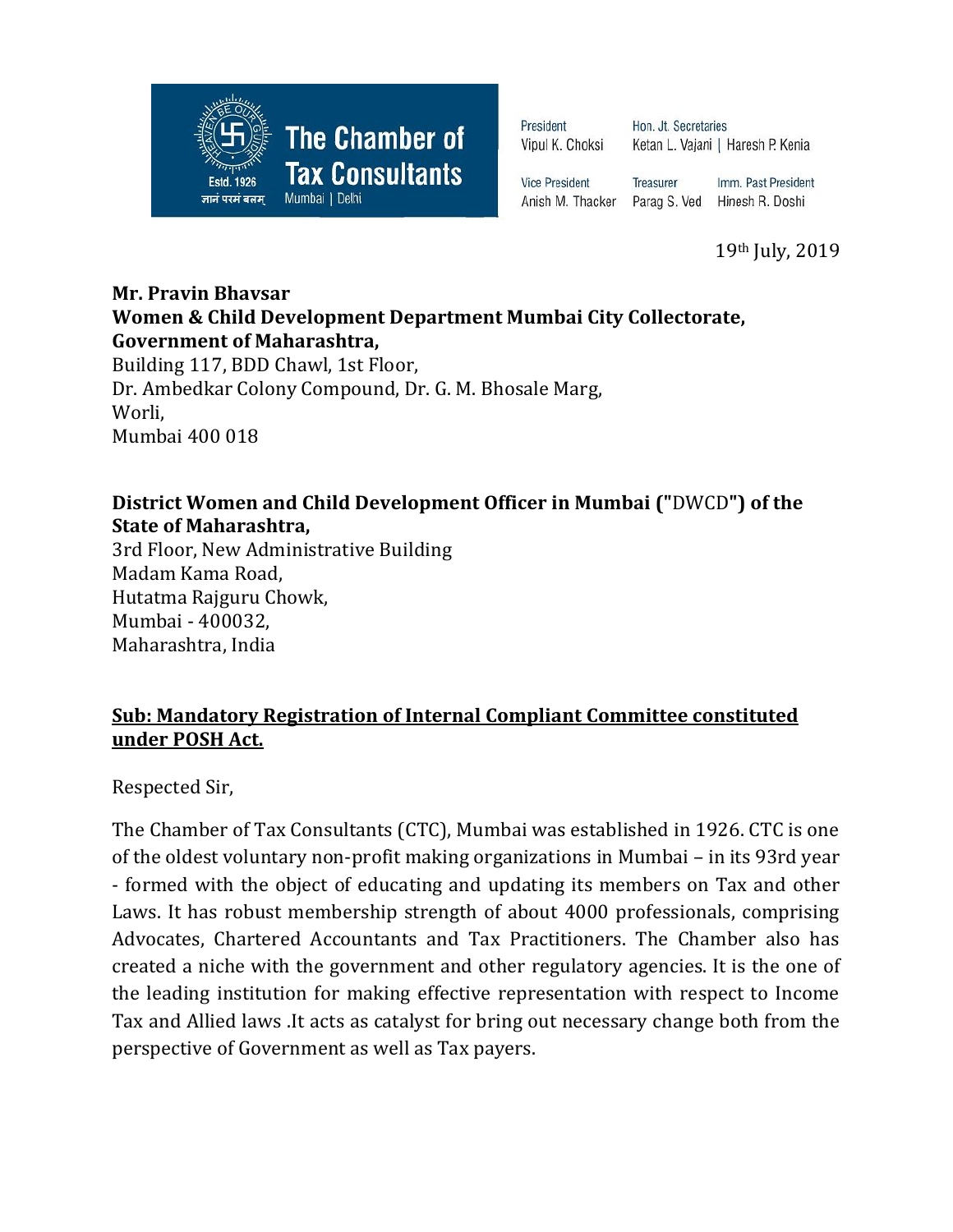**The Chamber of Tax Consultants**
Estd. 1926
ज्ञानं परमं बलम्
Mumbai | Delhi

President
Vipul K. Choksi

Hon. Jt. Secretaries
Ketan L. Vajani | Haresh P. Kenia

Vice President
Anish M. Thacker

Treasurer
Parag S. Ved

Imm. Past President
Hinesh R. Doshi

19th July, 2019

**Mr. Pravin Bhavsar**
**Women & Child Development Department Mumbai City Collectorate,**
**Government of Maharashtra,**
Building 117, BDD Chawl, 1st Floor,
Dr. Ambedkar Colony Compound, Dr. G. M. Bhosale Marg,
Worli,
Mumbai 400 018

**District Women and Child Development Officer in Mumbai ("**DWCD**") of the State of Maharashtra,**
3rd Floor, New Administrative Building
Madam Kama Road,
Hutatma Rajguru Chowk,
Mumbai - 400032,
Maharashtra, India

**<u>Sub: Mandatory Registration of Internal Compliant Committee constituted under POSH Act.</u>**

Respected Sir,

The Chamber of Tax Consultants (CTC), Mumbai was established in 1926. CTC is one of the oldest voluntary non-profit making organizations in Mumbai – in its 93rd year - formed with the object of educating and updating its members on Tax and other Laws. It has robust membership strength of about 4000 professionals, comprising Advocates, Chartered Accountants and Tax Practitioners. The Chamber also has created a niche with the government and other regulatory agencies. It is the one of the leading institution for making effective representation with respect to Income Tax and Allied laws .It acts as catalyst for bring out necessary change both from the perspective of Government as well as Tax payers.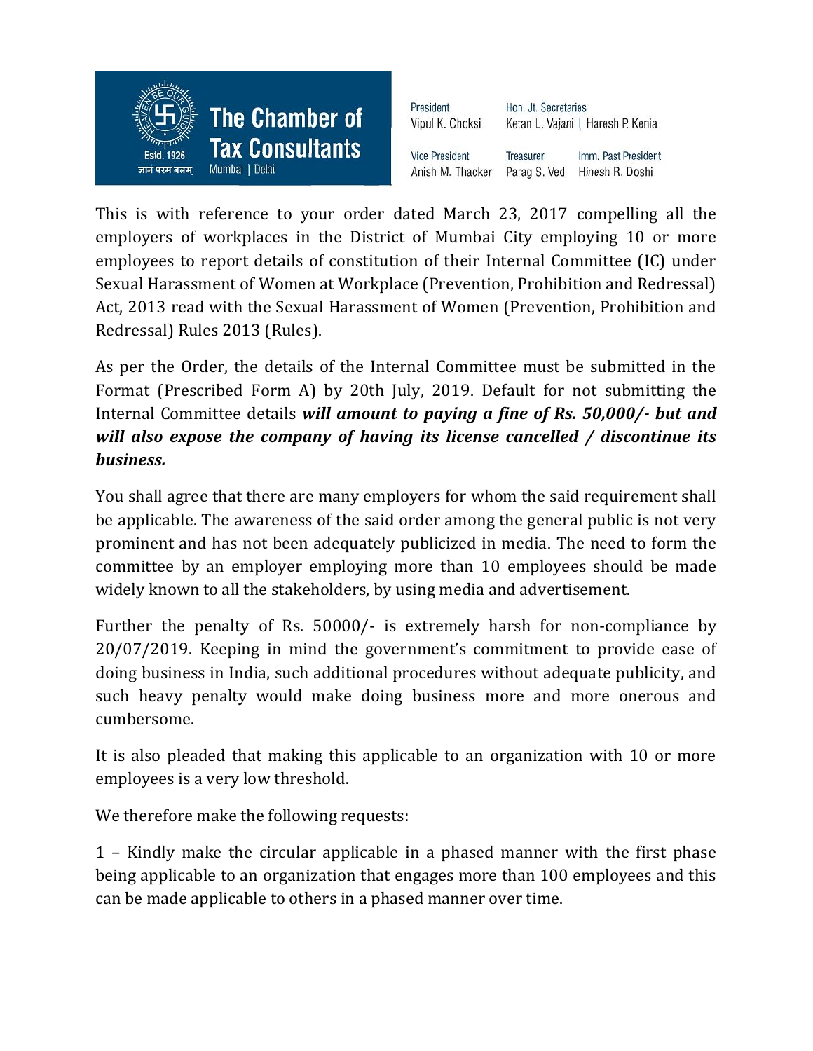This is with reference to your order dated March 23, 2017 compelling all the employers of workplaces in the District of Mumbai City employing 10 or more employees to report details of constitution of their Internal Committee (IC) under Sexual Harassment of Women at Workplace (Prevention, Prohibition and Redressal) Act, 2013 read with the Sexual Harassment of Women (Prevention, Prohibition and Redressal) Rules 2013 (Rules).

As per the Order, the details of the Internal Committee must be submitted in the Format (Prescribed Form A) by 20th July, 2019. Default for not submitting the Internal Committee details ***will amount to paying a fine of Rs. 50,000/- but and will also expose the company of having its license cancelled / discontinue its business.***

You shall agree that there are many employers for whom the said requirement shall be applicable. The awareness of the said order among the general public is not very prominent and has not been adequately publicized in media. The need to form the committee by an employer employing more than 10 employees should be made widely known to all the stakeholders, by using media and advertisement.

Further the penalty of Rs. 50000/- is extremely harsh for non-compliance by 20/07/2019. Keeping in mind the government's commitment to provide ease of doing business in India, such additional procedures without adequate publicity, and such heavy penalty would make doing business more and more onerous and cumbersome.

It is also pleaded that making this applicable to an organization with 10 or more employees is a very low threshold.

We therefore make the following requests:

1 – Kindly make the circular applicable in a phased manner with the first phase being applicable to an organization that engages more than 100 employees and this can be made applicable to others in a phased manner over time.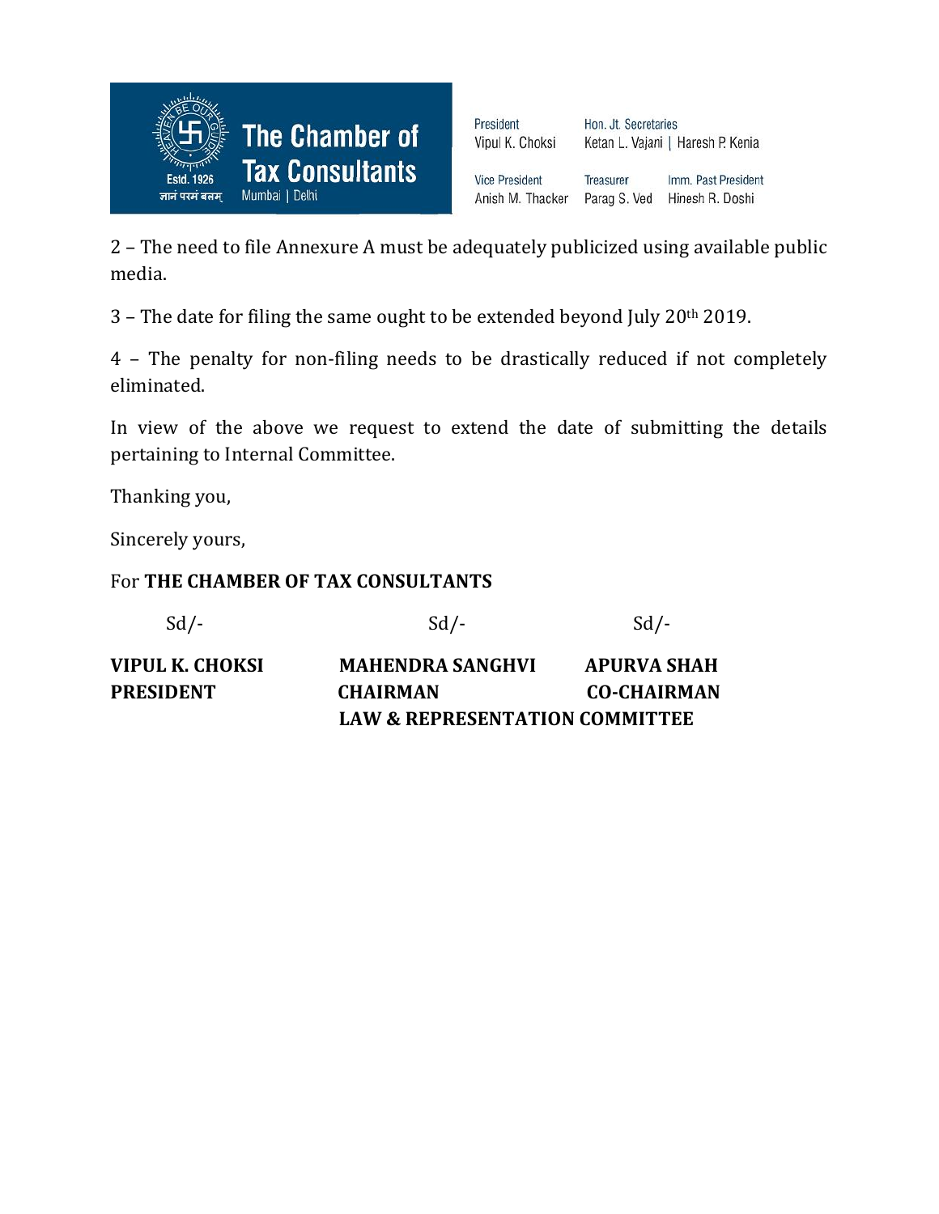2 – The need to file Annexure A must be adequately publicized using available public media.

3 – The date for filing the same ought to be extended beyond July 20th 2019.

4 – The penalty for non-filing needs to be drastically reduced if not completely eliminated.

In view of the above we request to extend the date of submitting the details pertaining to Internal Committee.

Thanking you,

Sincerely yours,

For **THE CHAMBER OF TAX CONSULTANTS**

| | | |
|---|---|---|
| Sd/- | Sd/- | Sd/- |
| **VIPUL K. CHOKSI** | **MAHENDRA SANGHVI** | **APURVA SHAH** |
| **PRESIDENT** | **CHAIRMAN** | **CO-CHAIRMAN** |
| | **LAW & REPRESENTATION COMMITTEE** | |